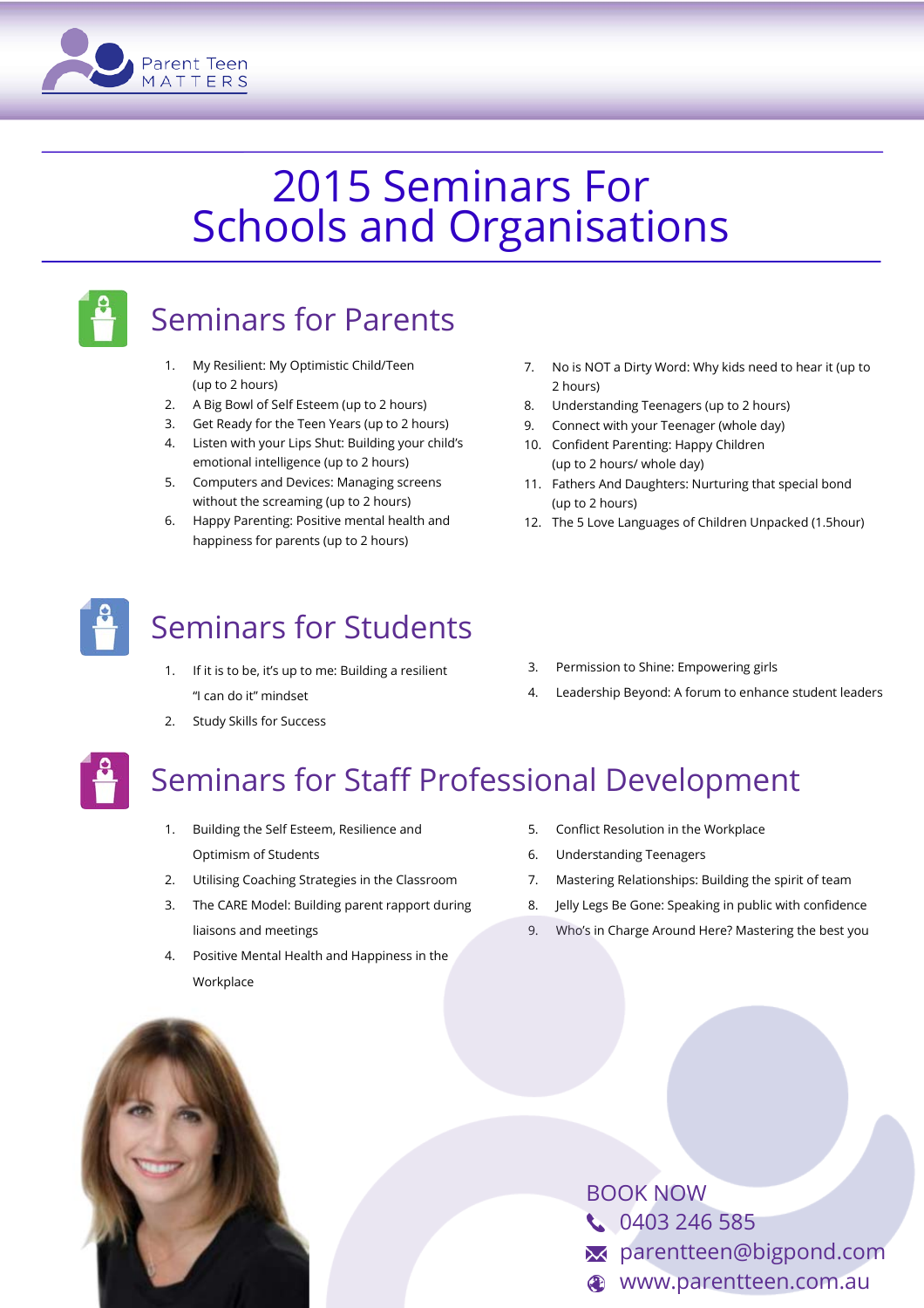Parent Teen MATTERS

# 2015 Seminars For Schools and Organisations

## Seminars for Parents

1. My Resilient: My Optimistic Child/Teen (up to 2 hours)
2. A Big Bowl of Self Esteem (up to 2 hours)
3. Get Ready for the Teen Years (up to 2 hours)
4. Listen with your Lips Shut: Building your child's emotional intelligence (up to 2 hours)
5. Computers and Devices: Managing screens without the screaming (up to 2 hours)
6. Happy Parenting: Positive mental health and happiness for parents (up to 2 hours)
7. No is NOT a Dirty Word: Why kids need to hear it (up to 2 hours)
8. Understanding Teenagers (up to 2 hours)
9. Connect with your Teenager (whole day)
10. Confident Parenting: Happy Children (up to 2 hours/ whole day)
11. Fathers And Daughters: Nurturing that special bond (up to 2 hours)
12. The 5 Love Languages of Children Unpacked (1.5hour)

## Seminars for Students

1. If it is to be, it's up to me: Building a resilient "I can do it" mindset
2. Study Skills for Success
3. Permission to Shine: Empowering girls
4. Leadership Beyond: A forum to enhance student leaders

## Seminars for Staff Professional Development

1. Building the Self Esteem, Resilience and Optimism of Students
2. Utilising Coaching Strategies in the Classroom
3. The CARE Model: Building parent rapport during liaisons and meetings
4. Positive Mental Health and Happiness in the Workplace
5. Conflict Resolution in the Workplace
6. Understanding Teenagers
7. Mastering Relationships: Building the spirit of team
8. Jelly Legs Be Gone: Speaking in public with confidence
9. Who's in Charge Around Here? Mastering the best you

BOOK NOW

0403 246 585

parentteen@bigpond.com

www.parentteen.com.au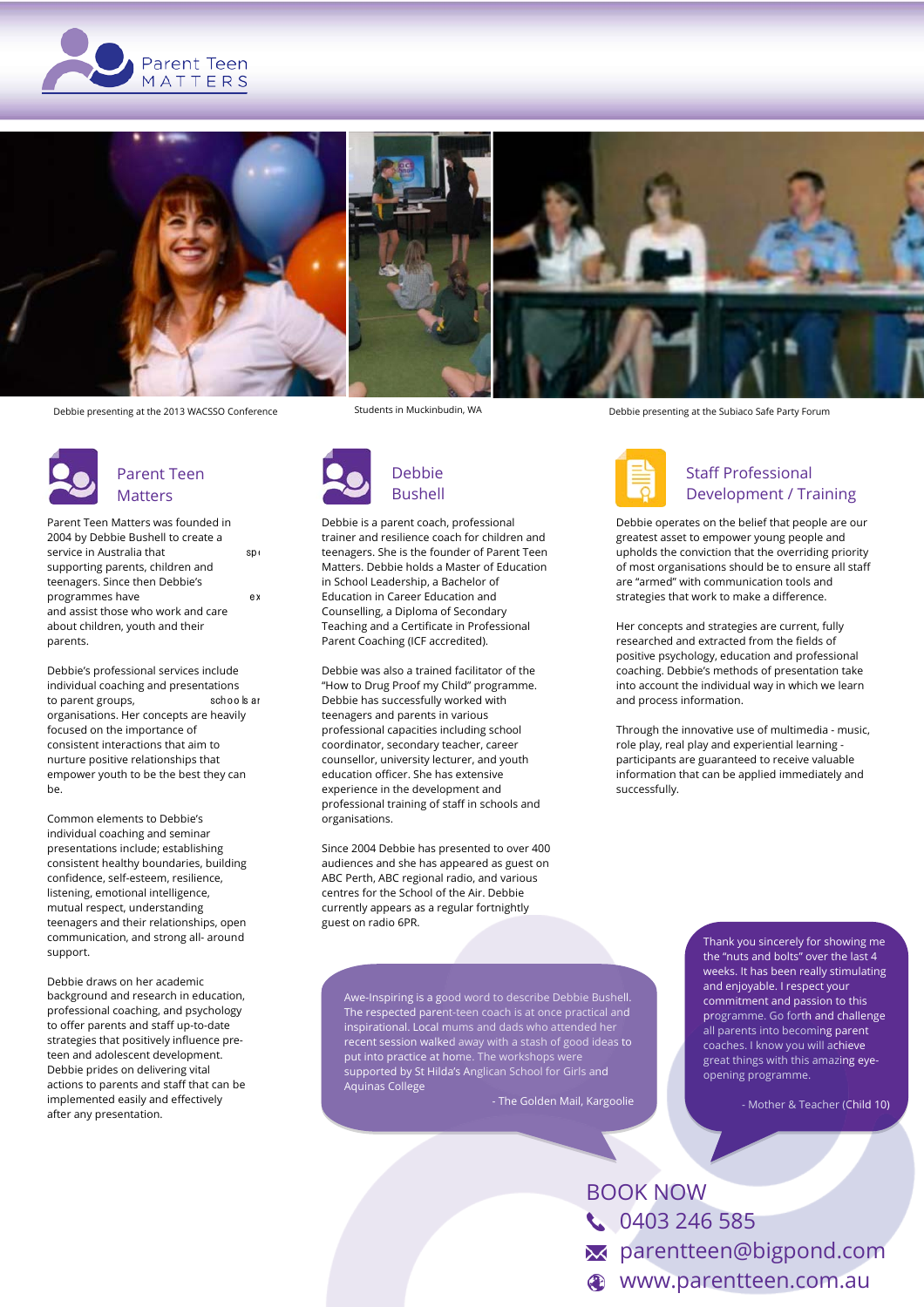Parent Teen MATTERS

Debbie presenting at the 2013 WACSSO Conference

Students in Muckinbudin, WA

Debbie presenting at the Subiaco Safe Party Forum

## Parent Teen Matters

Parent Teen Matters was founded in 2004 by Debbie Bushell to create a service in Australia that spe supporting parents, children and teenagers. Since then Debbie's programmes have ex and assist those who work and care about children, youth and their parents.

Debbie's professional services include individual coaching and presentations to parent groups, schools an organisations. Her concepts are heavily focused on the importance of consistent interactions that aim to nurture positive relationships that empower youth to be the best they can be.

Common elements to Debbie's individual coaching and seminar presentations include; establishing consistent healthy boundaries, building confidence, self-esteem, resilience, listening, emotional intelligence, mutual respect, understanding teenagers and their relationships, open communication, and strong all- around support.

Debbie draws on her academic background and research in education, professional coaching, and psychology to offer parents and staff up-to-date strategies that positively influence pre-teen and adolescent development. Debbie prides on delivering vital actions to parents and staff that can be implemented easily and effectively after any presentation.

## Debbie Bushell

Debbie is a parent coach, professional trainer and resilience coach for children and teenagers. She is the founder of Parent Teen Matters. Debbie holds a Master of Education in School Leadership, a Bachelor of Education in Career Education and Counselling, a Diploma of Secondary Teaching and a Certificate in Professional Parent Coaching (ICF accredited).

Debbie was also a trained facilitator of the "How to Drug Proof my Child" programme. Debbie has successfully worked with teenagers and parents in various professional capacities including school coordinator, secondary teacher, career counsellor, university lecturer, and youth education officer. She has extensive experience in the development and professional training of staff in schools and organisations.

Since 2004 Debbie has presented to over 400 audiences and she has appeared as guest on ABC Perth, ABC regional radio, and various centres for the School of the Air. Debbie currently appears as a regular fortnightly guest on radio 6PR.

## Staff Professional Development / Training

Debbie operates on the belief that people are our greatest asset to empower young people and upholds the conviction that the overriding priority of most organisations should be to ensure all staff are "armed" with communication tools and strategies that work to make a difference.

Her concepts and strategies are current, fully researched and extracted from the fields of positive psychology, education and professional coaching. Debbie's methods of presentation take into account the individual way in which we learn and process information.

Through the innovative use of multimedia - music, role play, real play and experiential learning - participants are guaranteed to receive valuable information that can be applied immediately and successfully.

Awe-Inspiring is a good word to describe Debbie Bushell. The respected parent-teen coach is at once practical and inspirational. Local mums and dads who attended her recent session walked away with a stash of good ideas to put into practice at home. The workshops were supported by St Hilda's Anglican School for Girls and Aquinas College

- The Golden Mail, Kargoolie

Thank you sincerely for showing me the "nuts and bolts" over the last 4 weeks. It has been really stimulating and enjoyable. I respect your commitment and passion to this programme. Go forth and challenge all parents into becoming parent coaches. I know you will achieve great things with this amazing eye-opening programme.

- Mother & Teacher (Child 10)

## BOOK NOW

0403 246 585

parentteen@bigpond.com

www.parentteen.com.au